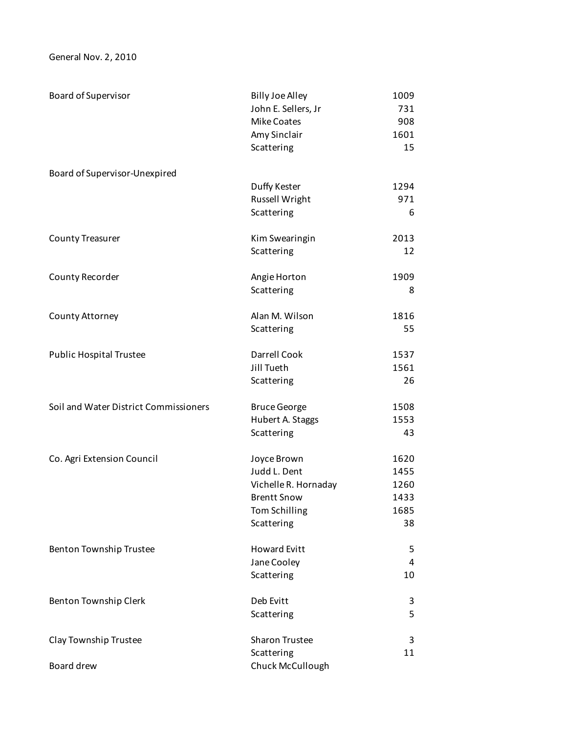General Nov. 2, 2010

| Office | Candidate | Votes |
|---|---|---|
| Board of Supervisor | Billy Joe Alley | 1009 |
| | John E. Sellers, Jr | 731 |
| | Mike Coates | 908 |
| | Amy Sinclair | 1601 |
| | Scattering | 15 |
| Board of Supervisor-Unexpired | | |
| | Duffy Kester | 1294 |
| | Russell Wright | 971 |
| | Scattering | 6 |
| County Treasurer | Kim Swearingin | 2013 |
| | Scattering | 12 |
| County Recorder | Angie Horton | 1909 |
| | Scattering | 8 |
| County Attorney | Alan M. Wilson | 1816 |
| | Scattering | 55 |
| Public Hospital Trustee | Darrell Cook | 1537 |
| | Jill Tueth | 1561 |
| | Scattering | 26 |
| Soil and Water District Commissioners | Bruce George | 1508 |
| | Hubert A. Staggs | 1553 |
| | Scattering | 43 |
| Co. Agri Extension Council | Joyce Brown | 1620 |
| | Judd L. Dent | 1455 |
| | Vichelle R. Hornaday | 1260 |
| | Brentt Snow | 1433 |
| | Tom Schilling | 1685 |
| | Scattering | 38 |
| Benton Township Trustee | Howard Evitt | 5 |
| | Jane Cooley | 4 |
| | Scattering | 10 |
| Benton Township Clerk | Deb Evitt | 3 |
| | Scattering | 5 |
| Clay Township Trustee | Sharon Trustee | 3 |
| | Scattering | 11 |
| Board drew | Chuck McCullough | |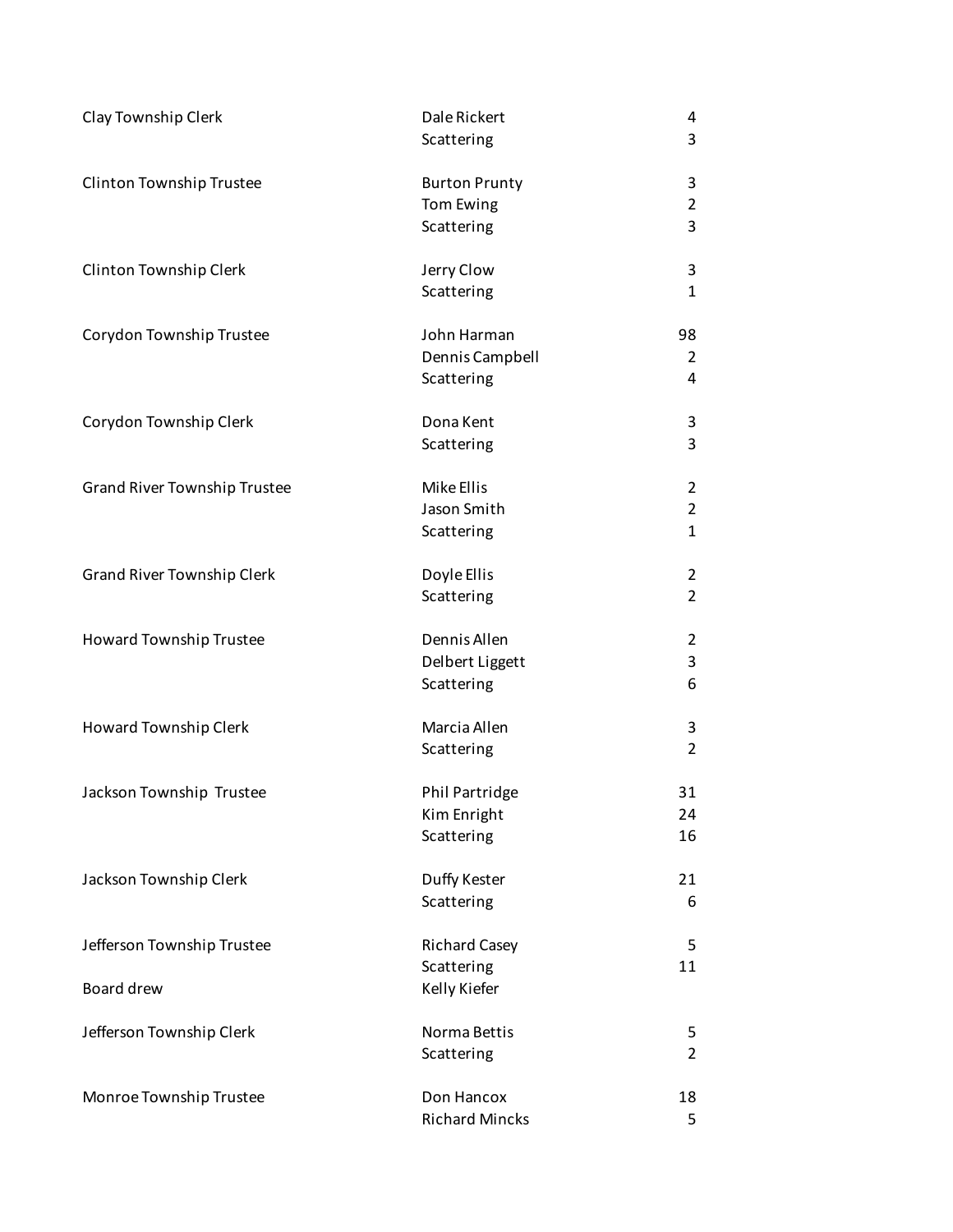| | | |
|---|---|---|
| Clay Township Clerk | Dale Rickert | 4 |
| | Scattering | 3 |
| Clinton Township Trustee | Burton Prunty | 3 |
| | Tom Ewing | 2 |
| | Scattering | 3 |
| Clinton Township Clerk | Jerry Clow | 3 |
| | Scattering | 1 |
| Corydon Township Trustee | John Harman | 98 |
| | Dennis Campbell | 2 |
| | Scattering | 4 |
| Corydon Township Clerk | Dona Kent | 3 |
| | Scattering | 3 |
| Grand River Township Trustee | Mike Ellis | 2 |
| | Jason Smith | 2 |
| | Scattering | 1 |
| Grand River Township Clerk | Doyle Ellis | 2 |
| | Scattering | 2 |
| Howard Township Trustee | Dennis Allen | 2 |
| | Delbert Liggett | 3 |
| | Scattering | 6 |
| Howard Township Clerk | Marcia Allen | 3 |
| | Scattering | 2 |
| Jackson Township Trustee | Phil Partridge | 31 |
| | Kim Enright | 24 |
| | Scattering | 16 |
| Jackson Township Clerk | Duffy Kester | 21 |
| | Scattering | 6 |
| Jefferson Township Trustee | Richard Casey | 5 |
| | Scattering | 11 |
| Board drew | Kelly Kiefer | |
| Jefferson Township Clerk | Norma Bettis | 5 |
| | Scattering | 2 |
| Monroe Township Trustee | Don Hancox | 18 |
| | Richard Mincks | 5 |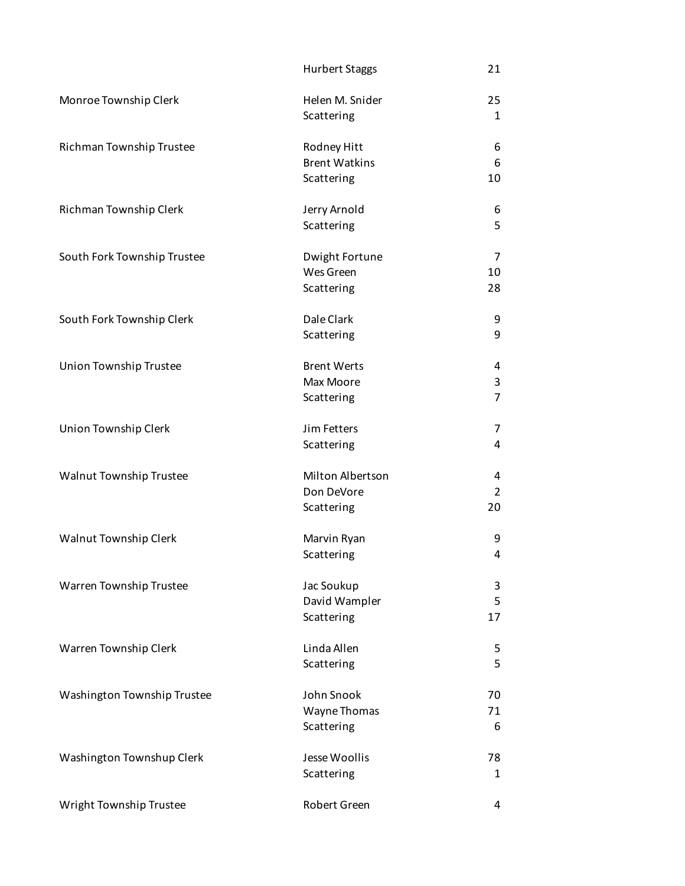| | | |
|---|---|---|
| | Hurbert Staggs | 21 |
| Monroe Township Clerk | Helen M. Snider | 25 |
| | Scattering | 1 |
| Richman Township Trustee | Rodney Hitt | 6 |
| | Brent Watkins | 6 |
| | Scattering | 10 |
| Richman Township Clerk | Jerry Arnold | 6 |
| | Scattering | 5 |
| South Fork Township Trustee | Dwight Fortune | 7 |
| | Wes Green | 10 |
| | Scattering | 28 |
| South Fork Township Clerk | Dale Clark | 9 |
| | Scattering | 9 |
| Union Township Trustee | Brent Werts | 4 |
| | Max Moore | 3 |
| | Scattering | 7 |
| Union Township Clerk | Jim Fetters | 7 |
| | Scattering | 4 |
| Walnut Township Trustee | Milton Albertson | 4 |
| | Don DeVore | 2 |
| | Scattering | 20 |
| Walnut Township Clerk | Marvin Ryan | 9 |
| | Scattering | 4 |
| Warren Township Trustee | Jac Soukup | 3 |
| | David Wampler | 5 |
| | Scattering | 17 |
| Warren Township Clerk | Linda Allen | 5 |
| | Scattering | 5 |
| Washington Township Trustee | John Snook | 70 |
| | Wayne Thomas | 71 |
| | Scattering | 6 |
| Washington Townshup Clerk | Jesse Woollis | 78 |
| | Scattering | 1 |
| Wright Township Trustee | Robert Green | 4 |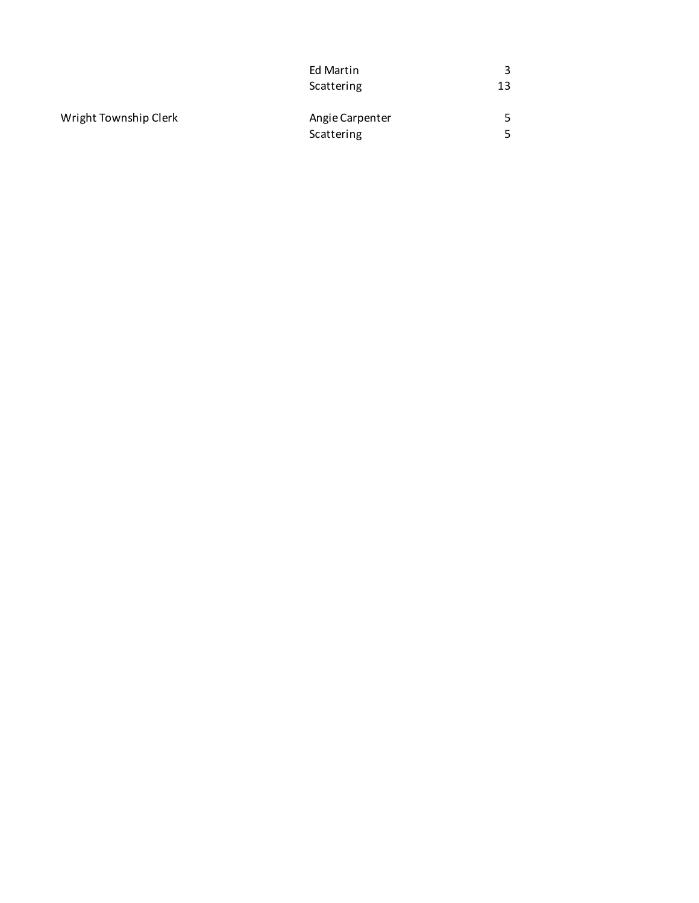| | | |
|---|---|---|
| | Ed Martin | 3 |
| | Scattering | 13 |
| Wright Township Clerk | Angie Carpenter | 5 |
| | Scattering | 5 |